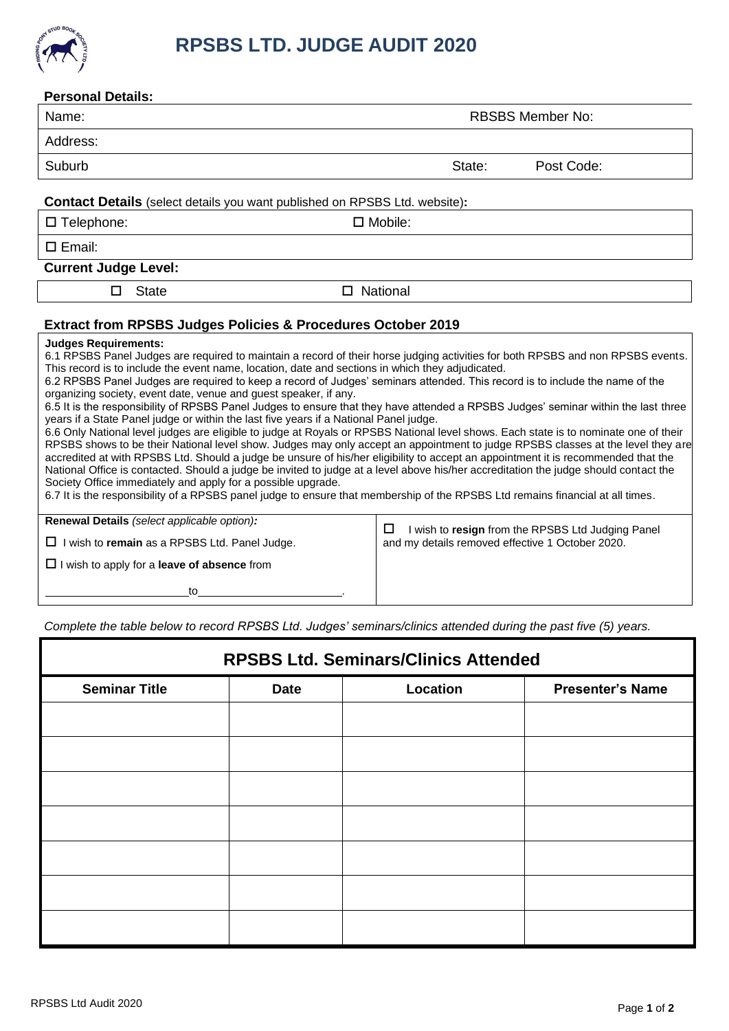# RPSBS LTD. JUDGE AUDIT 2020

**Personal Details:**

| Name: | RBSBS Member No: |
|---|---|
| Address: | |
| Suburb | State: Post Code: |

**Contact Details** (select details you want published on RPSBS Ltd. website)**:**

| ☐ Telephone: | ☐ Mobile: |
|---|---|
| ☐ Email: | |

**Current Judge Level:**

| ☐ State | ☐ National |
|---|---|

**Extract from RPSBS Judges Policies & Procedures October 2019**

**Judges Requirements:**

6.1 RPSBS Panel Judges are required to maintain a record of their horse judging activities for both RPSBS and non RPSBS events. This record is to include the event name, location, date and sections in which they adjudicated.

6.2 RPSBS Panel Judges are required to keep a record of Judges' seminars attended. This record is to include the name of the organizing society, event date, venue and guest speaker, if any.

6.5 It is the responsibility of RPSBS Panel Judges to ensure that they have attended a RPSBS Judges' seminar within the last three years if a State Panel judge or within the last five years if a National Panel judge.

6.6 Only National level judges are eligible to judge at Royals or RPSBS National level shows. Each state is to nominate one of their RPSBS shows to be their National level show. Judges may only accept an appointment to judge RPSBS classes at the level they are accredited at with RPSBS Ltd. Should a judge be unsure of his/her eligibility to accept an appointment it is recommended that the National Office is contacted. Should a judge be invited to judge at a level above his/her accreditation the judge should contact the Society Office immediately and apply for a possible upgrade.

6.7 It is the responsibility of a RPSBS panel judge to ensure that membership of the RPSBS Ltd remains financial at all times.

| **Renewal Details** *(select applicable option)**:*** | |
|---|---|
| ☐ I wish to **remain** as a RPSBS Ltd. Panel Judge. | ☐ I wish to **resign** from the RPSBS Ltd Judging Panel and my details removed effective 1 October 2020. |
| ☐ I wish to apply for a **leave of absence** from ______ to ______. | |

*Complete the table below to record RPSBS Ltd. Judges' seminars/clinics attended during the past five (5) years.*

**RPSBS Ltd. Seminars/Clinics Attended**

| Seminar Title | Date | Location | Presenter's Name |
|---|---|---|---|
| | | | |
| | | | |
| | | | |
| | | | |
| | | | |
| | | | |
| | | | |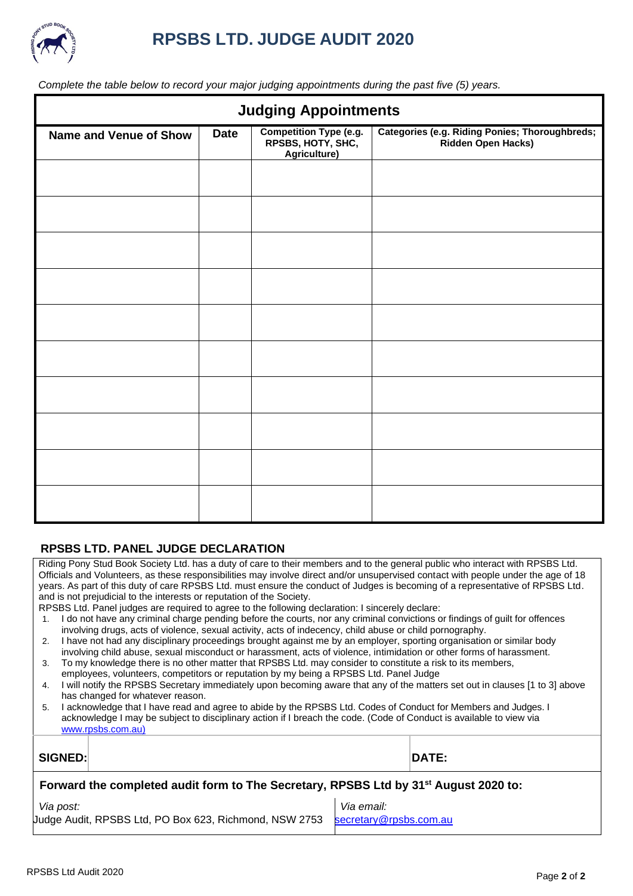# RPSBS LTD. JUDGE AUDIT 2020

*Complete the table below to record your major judging appointments during the past five (5) years.*

## Judging Appointments

| Name and Venue of Show | Date | Competition Type (e.g. RPSBS, HOTY, SHC, Agriculture) | Categories (e.g. Riding Ponies; Thoroughbreds; Ridden Open Hacks) |
|---|---|---|---|
| | | | |
| | | | |
| | | | |
| | | | |
| | | | |
| | | | |
| | | | |
| | | | |
| | | | |
| | | | |

### RPSBS LTD. PANEL JUDGE DECLARATION

Riding Pony Stud Book Society Ltd. has a duty of care to their members and to the general public who interact with RPSBS Ltd. Officials and Volunteers, as these responsibilities may involve direct and/or unsupervised contact with people under the age of 18 years. As part of this duty of care RPSBS Ltd. must ensure the conduct of Judges is becoming of a representative of RPSBS Ltd. and is not prejudicial to the interests or reputation of the Society.

RPSBS Ltd. Panel judges are required to agree to the following declaration: I sincerely declare:

1. I do not have any criminal charge pending before the courts, nor any criminal convictions or findings of guilt for offences involving drugs, acts of violence, sexual activity, acts of indecency, child abuse or child pornography.
2. I have not had any disciplinary proceedings brought against me by an employer, sporting organisation or similar body involving child abuse, sexual misconduct or harassment, acts of violence, intimidation or other forms of harassment.
3. To my knowledge there is no other matter that RPSBS Ltd. may consider to constitute a risk to its members, employees, volunteers, competitors or reputation by my being a RPSBS Ltd. Panel Judge
4. I will notify the RPSBS Secretary immediately upon becoming aware that any of the matters set out in clauses [1 to 3] above has changed for whatever reason.
5. I acknowledge that I have read and agree to abide by the RPSBS Ltd. Codes of Conduct for Members and Judges. I acknowledge I may be subject to disciplinary action if I breach the code. (Code of Conduct is available to view via www.rpsbs.com.au)

**SIGNED:** **DATE:**

**Forward the completed audit form to The Secretary, RPSBS Ltd by 31st August 2020 to:**

*Via post:*
Judge Audit, RPSBS Ltd, PO Box 623, Richmond, NSW 2753

*Via email:*
secretary@rpsbs.com.au